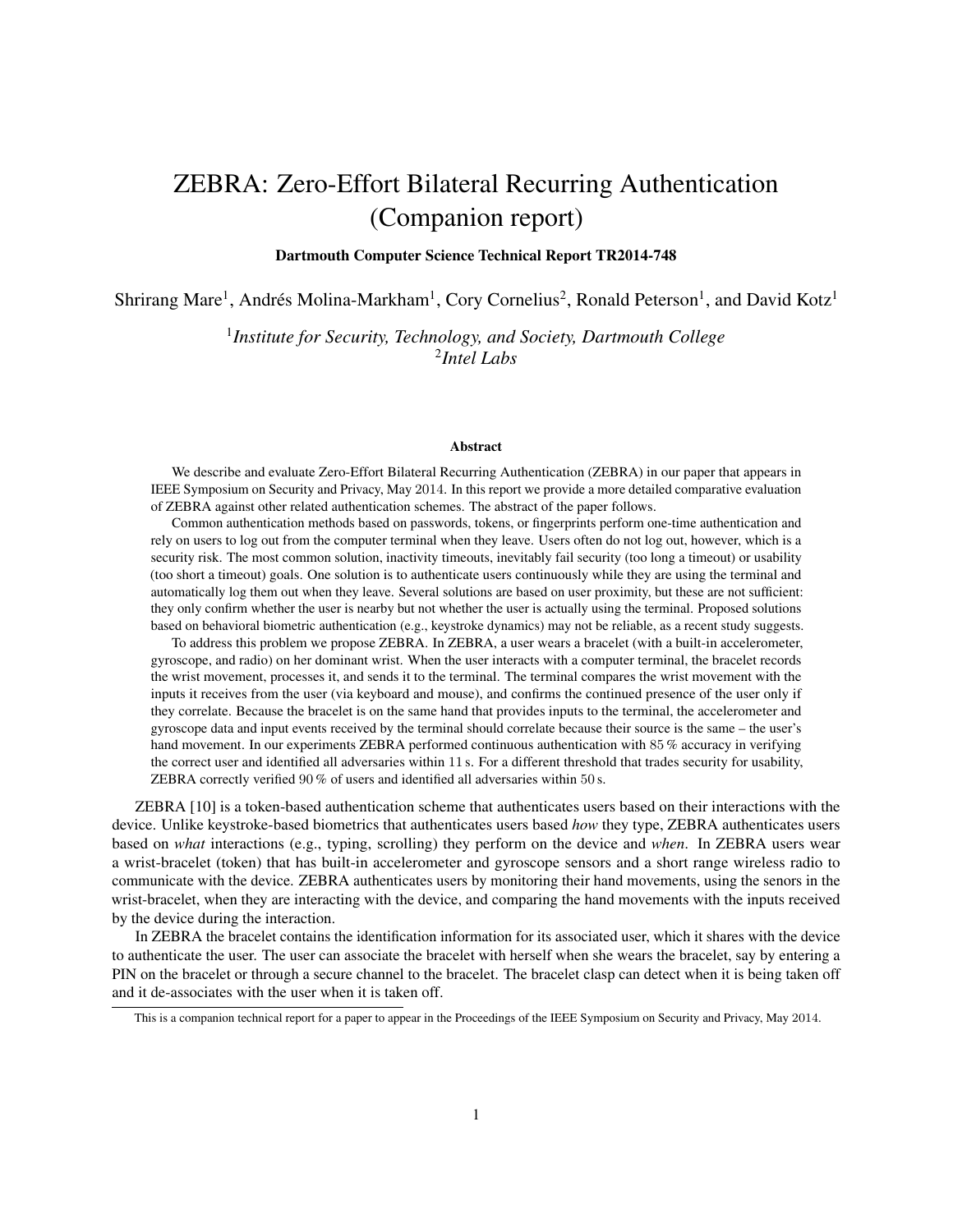# ZEBRA: Zero-Effort Bilateral Recurring Authentication (Companion report)

**Dartmouth Computer Science Technical Report TR2014-748**

Shrirang Mare[1], Andrés Molina-Markham[1], Cory Cornelius[2], Ronald Peterson[1], and David Kotz[1]

[1]*Institute for Security, Technology, and Society, Dartmouth College*
[2]*Intel Labs*

## Abstract

We describe and evaluate Zero-Effort Bilateral Recurring Authentication (ZEBRA) in our paper that appears in IEEE Symposium on Security and Privacy, May 2014. In this report we provide a more detailed comparative evaluation of ZEBRA against other related authentication schemes. The abstract of the paper follows.

Common authentication methods based on passwords, tokens, or fingerprints perform one-time authentication and rely on users to log out from the computer terminal when they leave. Users often do not log out, however, which is a security risk. The most common solution, inactivity timeouts, inevitably fail security (too long a timeout) or usability (too short a timeout) goals. One solution is to authenticate users continuously while they are using the terminal and automatically log them out when they leave. Several solutions are based on user proximity, but these are not sufficient: they only confirm whether the user is nearby but not whether the user is actually using the terminal. Proposed solutions based on behavioral biometric authentication (e.g., keystroke dynamics) may not be reliable, as a recent study suggests.

To address this problem we propose ZEBRA. In ZEBRA, a user wears a bracelet (with a built-in accelerometer, gyroscope, and radio) on her dominant wrist. When the user interacts with a computer terminal, the bracelet records the wrist movement, processes it, and sends it to the terminal. The terminal compares the wrist movement with the inputs it receives from the user (via keyboard and mouse), and confirms the continued presence of the user only if they correlate. Because the bracelet is on the same hand that provides inputs to the terminal, the accelerometer and gyroscope data and input events received by the terminal should correlate because their source is the same – the user's hand movement. In our experiments ZEBRA performed continuous authentication with 85 % accuracy in verifying the correct user and identified all adversaries within 11 s. For a different threshold that trades security for usability, ZEBRA correctly verified 90 % of users and identified all adversaries within 50 s.

ZEBRA [10] is a token-based authentication scheme that authenticates users based on their interactions with the device. Unlike keystroke-based biometrics that authenticates users based *how* they type, ZEBRA authenticates users based on *what* interactions (e.g., typing, scrolling) they perform on the device and *when*. In ZEBRA users wear a wrist-bracelet (token) that has built-in accelerometer and gyroscope sensors and a short range wireless radio to communicate with the device. ZEBRA authenticates users by monitoring their hand movements, using the senors in the wrist-bracelet, when they are interacting with the device, and comparing the hand movements with the inputs received by the device during the interaction.

In ZEBRA the bracelet contains the identification information for its associated user, which it shares with the device to authenticate the user. The user can associate the bracelet with herself when she wears the bracelet, say by entering a PIN on the bracelet or through a secure channel to the bracelet. The bracelet clasp can detect when it is being taken off and it de-associates with the user when it is taken off.

This is a companion technical report for a paper to appear in the Proceedings of the IEEE Symposium on Security and Privacy, May 2014.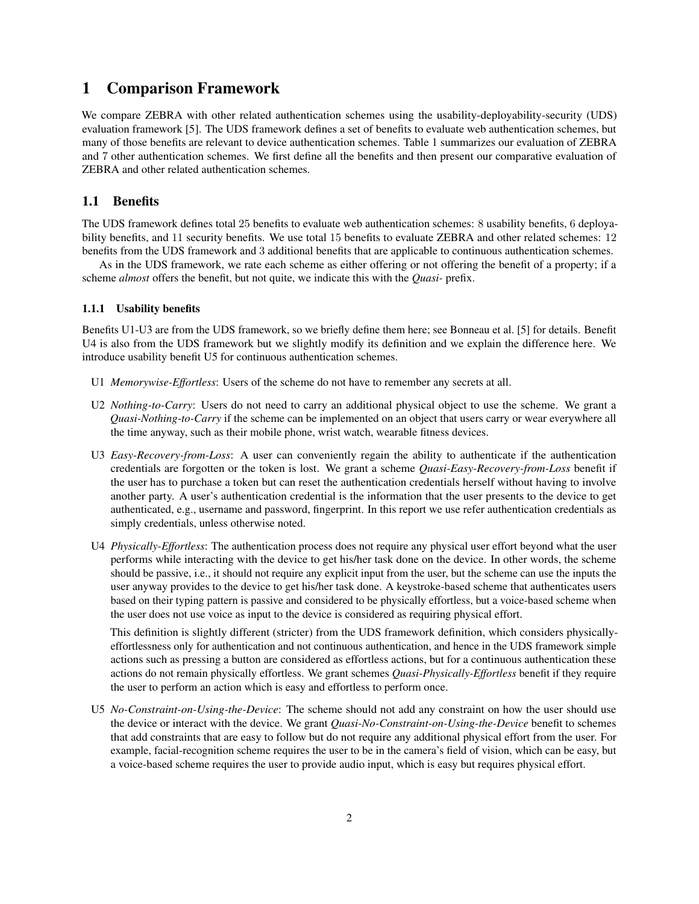# 1 Comparison Framework

We compare ZEBRA with other related authentication schemes using the usability-deployability-security (UDS) evaluation framework [5]. The UDS framework defines a set of benefits to evaluate web authentication schemes, but many of those benefits are relevant to device authentication schemes. Table 1 summarizes our evaluation of ZEBRA and 7 other authentication schemes. We first define all the benefits and then present our comparative evaluation of ZEBRA and other related authentication schemes.

## 1.1 Benefits

The UDS framework defines total 25 benefits to evaluate web authentication schemes: 8 usability benefits, 6 deployability benefits, and 11 security benefits. We use total 15 benefits to evaluate ZEBRA and other related schemes: 12 benefits from the UDS framework and 3 additional benefits that are applicable to continuous authentication schemes.

As in the UDS framework, we rate each scheme as either offering or not offering the benefit of a property; if a scheme *almost* offers the benefit, but not quite, we indicate this with the *Quasi-* prefix.

### 1.1.1 Usability benefits

Benefits U1-U3 are from the UDS framework, so we briefly define them here; see Bonneau et al. [5] for details. Benefit U4 is also from the UDS framework but we slightly modify its definition and we explain the difference here. We introduce usability benefit U5 for continuous authentication schemes.

- U1 *Memorywise-Effortless*: Users of the scheme do not have to remember any secrets at all.
- U2 *Nothing-to-Carry*: Users do not need to carry an additional physical object to use the scheme. We grant a *Quasi-Nothing-to-Carry* if the scheme can be implemented on an object that users carry or wear everywhere all the time anyway, such as their mobile phone, wrist watch, wearable fitness devices.
- U3 *Easy-Recovery-from-Loss*: A user can conveniently regain the ability to authenticate if the authentication credentials are forgotten or the token is lost. We grant a scheme *Quasi-Easy-Recovery-from-Loss* benefit if the user has to purchase a token but can reset the authentication credentials herself without having to involve another party. A user's authentication credential is the information that the user presents to the device to get authenticated, e.g., username and password, fingerprint. In this report we use refer authentication credentials as simply credentials, unless otherwise noted.
- U4 *Physically-Effortless*: The authentication process does not require any physical user effort beyond what the user performs while interacting with the device to get his/her task done on the device. In other words, the scheme should be passive, i.e., it should not require any explicit input from the user, but the scheme can use the inputs the user anyway provides to the device to get his/her task done. A keystroke-based scheme that authenticates users based on their typing pattern is passive and considered to be physically effortless, but a voice-based scheme when the user does not use voice as input to the device is considered as requiring physical effort.

  This definition is slightly different (stricter) from the UDS framework definition, which considers physically-effortlessness only for authentication and not continuous authentication, and hence in the UDS framework simple actions such as pressing a button are considered as effortless actions, but for a continuous authentication these actions do not remain physically effortless. We grant schemes *Quasi-Physically-Effortless* benefit if they require the user to perform an action which is easy and effortless to perform once.
- U5 *No-Constraint-on-Using-the-Device*: The scheme should not add any constraint on how the user should use the device or interact with the device. We grant *Quasi-No-Constraint-on-Using-the-Device* benefit to schemes that add constraints that are easy to follow but do not require any additional physical effort from the user. For example, facial-recognition scheme requires the user to be in the camera's field of vision, which can be easy, but a voice-based scheme requires the user to provide audio input, which is easy but requires physical effort.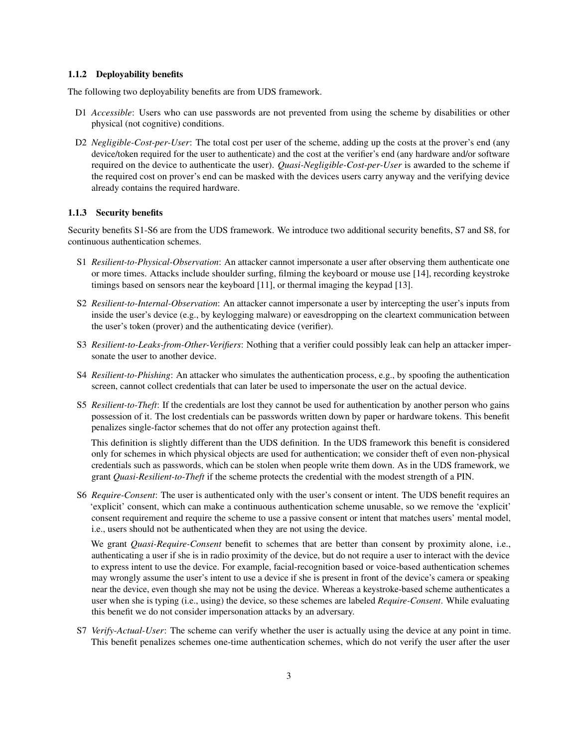### 1.1.2 Deployability benefits

The following two deployability benefits are from UDS framework.

D1 *Accessible*: Users who can use passwords are not prevented from using the scheme by disabilities or other physical (not cognitive) conditions.

D2 *Negligible-Cost-per-User*: The total cost per user of the scheme, adding up the costs at the prover's end (any device/token required for the user to authenticate) and the cost at the verifier's end (any hardware and/or software required on the device to authenticate the user). *Quasi-Negligible-Cost-per-User* is awarded to the scheme if the required cost on prover's end can be masked with the devices users carry anyway and the verifying device already contains the required hardware.

### 1.1.3 Security benefits

Security benefits S1-S6 are from the UDS framework. We introduce two additional security benefits, S7 and S8, for continuous authentication schemes.

S1 *Resilient-to-Physical-Observation*: An attacker cannot impersonate a user after observing them authenticate one or more times. Attacks include shoulder surfing, filming the keyboard or mouse use [14], recording keystroke timings based on sensors near the keyboard [11], or thermal imaging the keypad [13].

S2 *Resilient-to-Internal-Observation*: An attacker cannot impersonate a user by intercepting the user's inputs from inside the user's device (e.g., by keylogging malware) or eavesdropping on the cleartext communication between the user's token (prover) and the authenticating device (verifier).

S3 *Resilient-to-Leaks-from-Other-Verifiers*: Nothing that a verifier could possibly leak can help an attacker impersonate the user to another device.

S4 *Resilient-to-Phishing*: An attacker who simulates the authentication process, e.g., by spoofing the authentication screen, cannot collect credentials that can later be used to impersonate the user on the actual device.

S5 *Resilient-to-Theft*: If the credentials are lost they cannot be used for authentication by another person who gains possession of it. The lost credentials can be passwords written down by paper or hardware tokens. This benefit penalizes single-factor schemes that do not offer any protection against theft.

This definition is slightly different than the UDS definition. In the UDS framework this benefit is considered only for schemes in which physical objects are used for authentication; we consider theft of even non-physical credentials such as passwords, which can be stolen when people write them down. As in the UDS framework, we grant *Quasi-Resilient-to-Theft* if the scheme protects the credential with the modest strength of a PIN.

S6 *Require-Consent*: The user is authenticated only with the user's consent or intent. The UDS benefit requires an 'explicit' consent, which can make a continuous authentication scheme unusable, so we remove the 'explicit' consent requirement and require the scheme to use a passive consent or intent that matches users' mental model, i.e., users should not be authenticated when they are not using the device.

We grant *Quasi-Require-Consent* benefit to schemes that are better than consent by proximity alone, i.e., authenticating a user if she is in radio proximity of the device, but do not require a user to interact with the device to express intent to use the device. For example, facial-recognition based or voice-based authentication schemes may wrongly assume the user's intent to use a device if she is present in front of the device's camera or speaking near the device, even though she may not be using the device. Whereas a keystroke-based scheme authenticates a user when she is typing (i.e., using) the device, so these schemes are labeled *Require-Consent*. While evaluating this benefit we do not consider impersonation attacks by an adversary.

S7 *Verify-Actual-User*: The scheme can verify whether the user is actually using the device at any point in time. This benefit penalizes schemes one-time authentication schemes, which do not verify the user after the user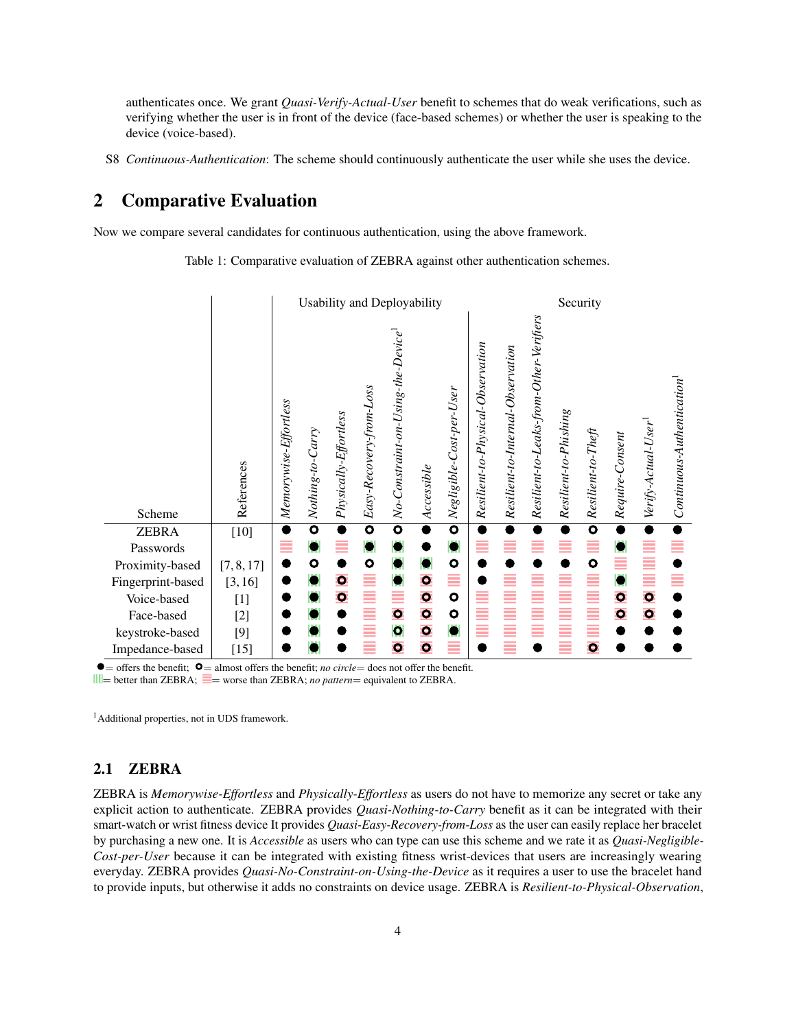authenticates once. We grant *Quasi-Verify-Actual-User* benefit to schemes that do weak verifications, such as verifying whether the user is in front of the device (face-based schemes) or whether the user is speaking to the device (voice-based).

S8 *Continuous-Authentication*: The scheme should continuously authenticate the user while she uses the device.

# 2 Comparative Evaluation

Now we compare several candidates for continuous authentication, using the above framework.

Table 1: Comparative evaluation of ZEBRA against other authentication schemes.

| | | Usability and Deployability | | | | | | | Security | | | | | | | |
|---|---|---|---|---|---|---|---|---|---|---|---|---|---|---|---|---|
| Scheme | References | *Memorywise-Effortless* | *Nothing-to-Carry* | *Physically-Effortless* | *Easy-Recovery-from-Loss* | *No-Constraint-on-Using-the-Device*[1] | *Accessible* | *Negligible-Cost-per-User* | *Resilient-to-Physical-Observation* | *Resilient-to-Internal-Observation* | *Resilient-to-Leaks-from-Other-Verifiers* | *Resilient-to-Phishing* | *Resilient-to-Theft* | *Require-Consent* | *Verify-Actual-User*[1] | *Continuous-Authentication*[1] |
| ZEBRA | [10] | ● | ○ | ● | ○ | ○ | ● | ○ | ● | ● | ● | ● | ○ | ● | ● | ● |
| Passwords | | (worse) | ● (better) | (worse) | ● (better) | ● (better) | ● | ● (better) | (worse) | (worse) | (worse) | (worse) | (worse) | ● (better) | (worse) | (worse) |
| Proximity-based | [7, 8, 17] | ● | ○ | ● | ○ | ● (better) | ● (better) | ○ | ● | ● | ● | ● | ○ | (worse) | (worse) | ● |
| Fingerprint-based | [3, 16] | ● | ● (better) | ○ (worse) | (worse) | ● (better) | ○ (worse) | (worse) | ● | (worse) | (worse) | (worse) | (worse) | ● (better) | (worse) | (worse) |
| Voice-based | [1] | ● | ● (better) | ○ (worse) | (worse) | (worse) | ○ (worse) | ○ | (worse) | (worse) | (worse) | (worse) | (worse) | ○ (worse) | ○ (worse) | ● |
| Face-based | [2] | ● | ● (better) | ● | (worse) | ○ (worse) | ○ (worse) | ○ | (worse) | (worse) | (worse) | (worse) | (worse) | ○ (worse) | ○ (worse) | ● |
| keystroke-based | [9] | ● | ● (better) | ● | (worse) | ○ (better) | ○ (worse) | ● (better) | (worse) | (worse) | (worse) | (worse) | (worse) | ● | ● | ● |
| Impedance-based | [15] | ● | ● (better) | ● | (worse) | ○ (worse) | ○ (worse) | (worse) | ● | (worse) | ● | (worse) | ○ (worse) | ● | ● | ● |

● = offers the benefit; ○ = almost offers the benefit; *no circle* = does not offer the benefit.
(better) = better than ZEBRA; (worse) = worse than ZEBRA; *no pattern* = equivalent to ZEBRA.

[1]Additional properties, not in UDS framework.

## 2.1 ZEBRA

ZEBRA is *Memorywise-Effortless* and *Physically-Effortless* as users do not have to memorize any secret or take any explicit action to authenticate. ZEBRA provides *Quasi-Nothing-to-Carry* benefit as it can be integrated with their smart-watch or wrist fitness device It provides *Quasi-Easy-Recovery-from-Loss* as the user can easily replace her bracelet by purchasing a new one. It is *Accessible* as users who can type can use this scheme and we rate it as *Quasi-Negligible-Cost-per-User* because it can be integrated with existing fitness wrist-devices that users are increasingly wearing everyday. ZEBRA provides *Quasi-No-Constraint-on-Using-the-Device* as it requires a user to use the bracelet hand to provide inputs, but otherwise it adds no constraints on device usage. ZEBRA is *Resilient-to-Physical-Observation*,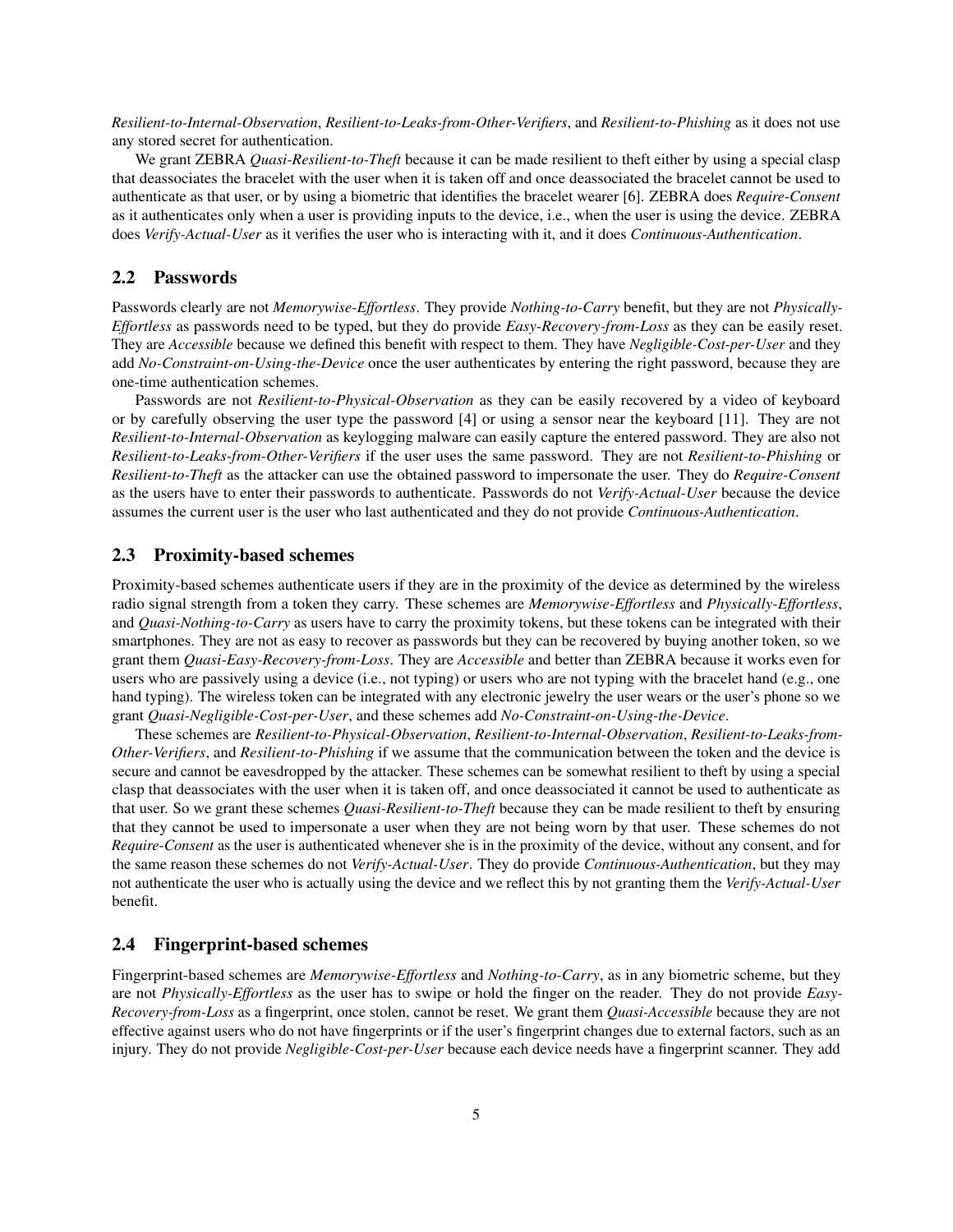*Resilient-to-Internal-Observation*, *Resilient-to-Leaks-from-Other-Verifiers*, and *Resilient-to-Phishing* as it does not use any stored secret for authentication.

We grant ZEBRA *Quasi-Resilient-to-Theft* because it can be made resilient to theft either by using a special clasp that deassociates the bracelet with the user when it is taken off and once deassociated the bracelet cannot be used to authenticate as that user, or by using a biometric that identifies the bracelet wearer [6]. ZEBRA does *Require-Consent* as it authenticates only when a user is providing inputs to the device, i.e., when the user is using the device. ZEBRA does *Verify-Actual-User* as it verifies the user who is interacting with it, and it does *Continuous-Authentication*.

## 2.2 Passwords

Passwords clearly are not *Memorywise-Effortless*. They provide *Nothing-to-Carry* benefit, but they are not *Physically-Effortless* as passwords need to be typed, but they do provide *Easy-Recovery-from-Loss* as they can be easily reset. They are *Accessible* because we defined this benefit with respect to them. They have *Negligible-Cost-per-User* and they add *No-Constraint-on-Using-the-Device* once the user authenticates by entering the right password, because they are one-time authentication schemes.

Passwords are not *Resilient-to-Physical-Observation* as they can be easily recovered by a video of keyboard or by carefully observing the user type the password [4] or using a sensor near the keyboard [11]. They are not *Resilient-to-Internal-Observation* as keylogging malware can easily capture the entered password. They are also not *Resilient-to-Leaks-from-Other-Verifiers* if the user uses the same password. They are not *Resilient-to-Phishing* or *Resilient-to-Theft* as the attacker can use the obtained password to impersonate the user. They do *Require-Consent* as the users have to enter their passwords to authenticate. Passwords do not *Verify-Actual-User* because the device assumes the current user is the user who last authenticated and they do not provide *Continuous-Authentication*.

## 2.3 Proximity-based schemes

Proximity-based schemes authenticate users if they are in the proximity of the device as determined by the wireless radio signal strength from a token they carry. These schemes are *Memorywise-Effortless* and *Physically-Effortless*, and *Quasi-Nothing-to-Carry* as users have to carry the proximity tokens, but these tokens can be integrated with their smartphones. They are not as easy to recover as passwords but they can be recovered by buying another token, so we grant them *Quasi-Easy-Recovery-from-Loss*. They are *Accessible* and better than ZEBRA because it works even for users who are passively using a device (i.e., not typing) or users who are not typing with the bracelet hand (e.g., one hand typing). The wireless token can be integrated with any electronic jewelry the user wears or the user's phone so we grant *Quasi-Negligible-Cost-per-User*, and these schemes add *No-Constraint-on-Using-the-Device*.

These schemes are *Resilient-to-Physical-Observation*, *Resilient-to-Internal-Observation*, *Resilient-to-Leaks-from-Other-Verifiers*, and *Resilient-to-Phishing* if we assume that the communication between the token and the device is secure and cannot be eavesdropped by the attacker. These schemes can be somewhat resilient to theft by using a special clasp that deassociates with the user when it is taken off, and once deassociated it cannot be used to authenticate as that user. So we grant these schemes *Quasi-Resilient-to-Theft* because they can be made resilient to theft by ensuring that they cannot be used to impersonate a user when they are not being worn by that user. These schemes do not *Require-Consent* as the user is authenticated whenever she is in the proximity of the device, without any consent, and for the same reason these schemes do not *Verify-Actual-User*. They do provide *Continuous-Authentication*, but they may not authenticate the user who is actually using the device and we reflect this by not granting them the *Verify-Actual-User* benefit.

## 2.4 Fingerprint-based schemes

Fingerprint-based schemes are *Memorywise-Effortless* and *Nothing-to-Carry*, as in any biometric scheme, but they are not *Physically-Effortless* as the user has to swipe or hold the finger on the reader. They do not provide *Easy-Recovery-from-Loss* as a fingerprint, once stolen, cannot be reset. We grant them *Quasi-Accessible* because they are not effective against users who do not have fingerprints or if the user's fingerprint changes due to external factors, such as an injury. They do not provide *Negligible-Cost-per-User* because each device needs have a fingerprint scanner. They add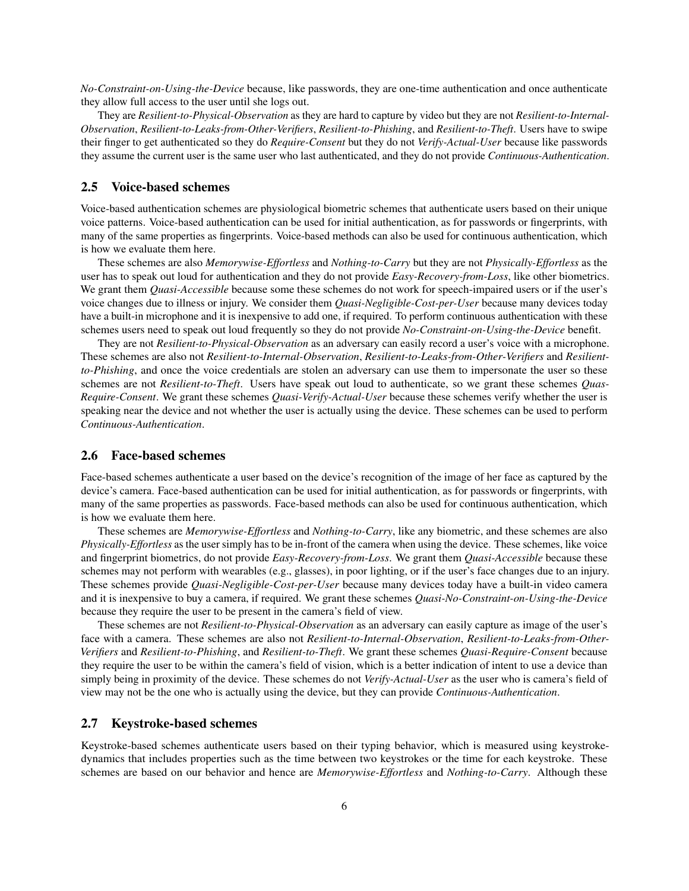*No-Constraint-on-Using-the-Device* because, like passwords, they are one-time authentication and once authenticate they allow full access to the user until she logs out.

They are *Resilient-to-Physical-Observation* as they are hard to capture by video but they are not *Resilient-to-Internal-Observation*, *Resilient-to-Leaks-from-Other-Verifiers*, *Resilient-to-Phishing*, and *Resilient-to-Theft*. Users have to swipe their finger to get authenticated so they do *Require-Consent* but they do not *Verify-Actual-User* because like passwords they assume the current user is the same user who last authenticated, and they do not provide *Continuous-Authentication*.

## 2.5 Voice-based schemes

Voice-based authentication schemes are physiological biometric schemes that authenticate users based on their unique voice patterns. Voice-based authentication can be used for initial authentication, as for passwords or fingerprints, with many of the same properties as fingerprints. Voice-based methods can also be used for continuous authentication, which is how we evaluate them here.

These schemes are also *Memorywise-Effortless* and *Nothing-to-Carry* but they are not *Physically-Effortless* as the user has to speak out loud for authentication and they do not provide *Easy-Recovery-from-Loss*, like other biometrics. We grant them *Quasi-Accessible* because some these schemes do not work for speech-impaired users or if the user's voice changes due to illness or injury. We consider them *Quasi-Negligible-Cost-per-User* because many devices today have a built-in microphone and it is inexpensive to add one, if required. To perform continuous authentication with these schemes users need to speak out loud frequently so they do not provide *No-Constraint-on-Using-the-Device* benefit.

They are not *Resilient-to-Physical-Observation* as an adversary can easily record a user's voice with a microphone. These schemes are also not *Resilient-to-Internal-Observation*, *Resilient-to-Leaks-from-Other-Verifiers* and *Resilient-to-Phishing*, and once the voice credentials are stolen an adversary can use them to impersonate the user so these schemes are not *Resilient-to-Theft*. Users have speak out loud to authenticate, so we grant these schemes *Quas-Require-Consent*. We grant these schemes *Quasi-Verify-Actual-User* because these schemes verify whether the user is speaking near the device and not whether the user is actually using the device. These schemes can be used to perform *Continuous-Authentication*.

## 2.6 Face-based schemes

Face-based schemes authenticate a user based on the device's recognition of the image of her face as captured by the device's camera. Face-based authentication can be used for initial authentication, as for passwords or fingerprints, with many of the same properties as passwords. Face-based methods can also be used for continuous authentication, which is how we evaluate them here.

These schemes are *Memorywise-Effortless* and *Nothing-to-Carry*, like any biometric, and these schemes are also *Physically-Effortless* as the user simply has to be in-front of the camera when using the device. These schemes, like voice and fingerprint biometrics, do not provide *Easy-Recovery-from-Loss*. We grant them *Quasi-Accessible* because these schemes may not perform with wearables (e.g., glasses), in poor lighting, or if the user's face changes due to an injury. These schemes provide *Quasi-Negligible-Cost-per-User* because many devices today have a built-in video camera and it is inexpensive to buy a camera, if required. We grant these schemes *Quasi-No-Constraint-on-Using-the-Device* because they require the user to be present in the camera's field of view.

These schemes are not *Resilient-to-Physical-Observation* as an adversary can easily capture as image of the user's face with a camera. These schemes are also not *Resilient-to-Internal-Observation*, *Resilient-to-Leaks-from-Other-Verifiers* and *Resilient-to-Phishing*, and *Resilient-to-Theft*. We grant these schemes *Quasi-Require-Consent* because they require the user to be within the camera's field of vision, which is a better indication of intent to use a device than simply being in proximity of the device. These schemes do not *Verify-Actual-User* as the user who is camera's field of view may not be the one who is actually using the device, but they can provide *Continuous-Authentication*.

## 2.7 Keystroke-based schemes

Keystroke-based schemes authenticate users based on their typing behavior, which is measured using keystroke-dynamics that includes properties such as the time between two keystrokes or the time for each keystroke. These schemes are based on our behavior and hence are *Memorywise-Effortless* and *Nothing-to-Carry*. Although these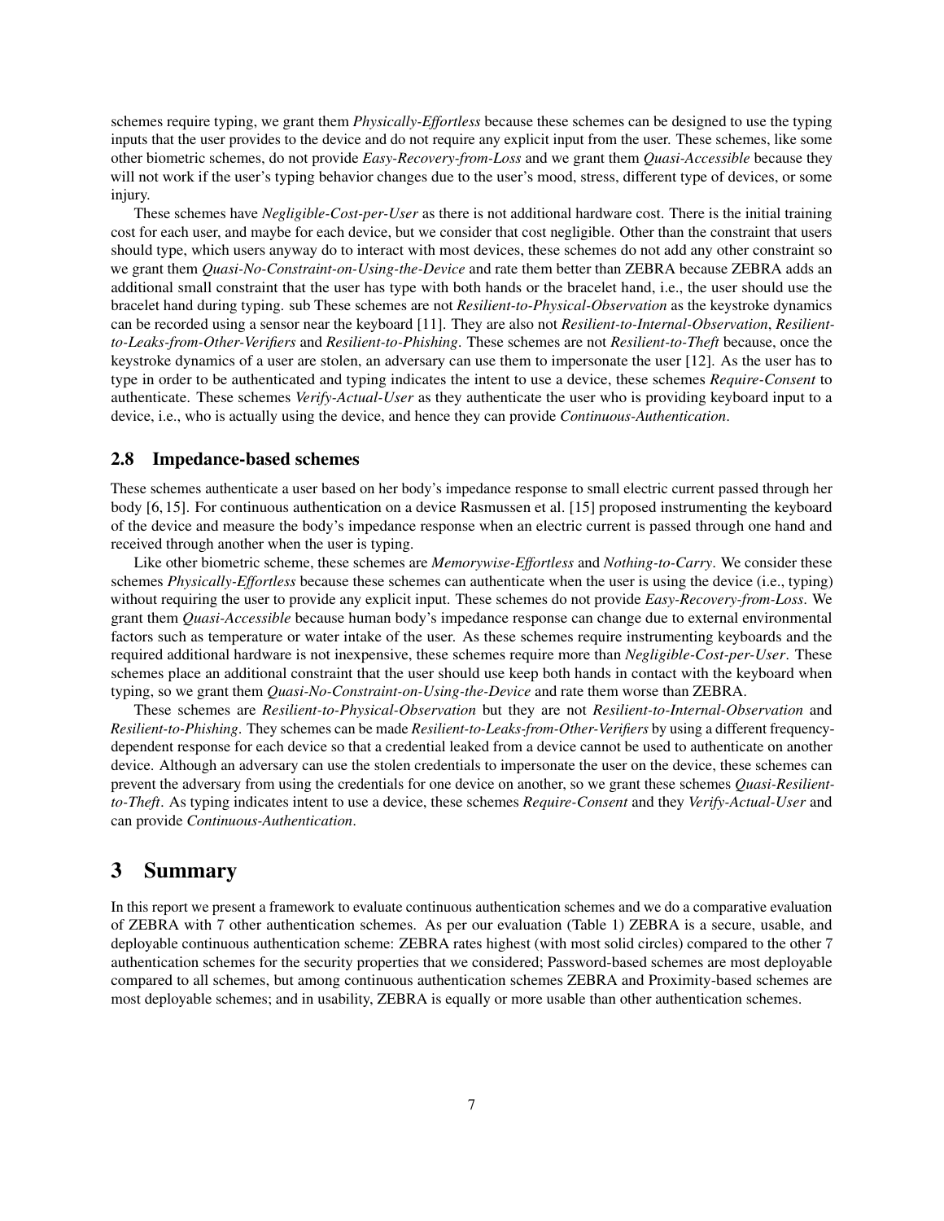schemes require typing, we grant them *Physically-Effortless* because these schemes can be designed to use the typing inputs that the user provides to the device and do not require any explicit input from the user. These schemes, like some other biometric schemes, do not provide *Easy-Recovery-from-Loss* and we grant them *Quasi-Accessible* because they will not work if the user's typing behavior changes due to the user's mood, stress, different type of devices, or some injury.

These schemes have *Negligible-Cost-per-User* as there is not additional hardware cost. There is the initial training cost for each user, and maybe for each device, but we consider that cost negligible. Other than the constraint that users should type, which users anyway do to interact with most devices, these schemes do not add any other constraint so we grant them *Quasi-No-Constraint-on-Using-the-Device* and rate them better than ZEBRA because ZEBRA adds an additional small constraint that the user has type with both hands or the bracelet hand, i.e., the user should use the bracelet hand during typing. sub These schemes are not *Resilient-to-Physical-Observation* as the keystroke dynamics can be recorded using a sensor near the keyboard [11]. They are also not *Resilient-to-Internal-Observation*, *Resilient-to-Leaks-from-Other-Verifiers* and *Resilient-to-Phishing*. These schemes are not *Resilient-to-Theft* because, once the keystroke dynamics of a user are stolen, an adversary can use them to impersonate the user [12]. As the user has to type in order to be authenticated and typing indicates the intent to use a device, these schemes *Require-Consent* to authenticate. These schemes *Verify-Actual-User* as they authenticate the user who is providing keyboard input to a device, i.e., who is actually using the device, and hence they can provide *Continuous-Authentication*.

### 2.8 Impedance-based schemes

These schemes authenticate a user based on her body's impedance response to small electric current passed through her body [6, 15]. For continuous authentication on a device Rasmussen et al. [15] proposed instrumenting the keyboard of the device and measure the body's impedance response when an electric current is passed through one hand and received through another when the user is typing.

Like other biometric scheme, these schemes are *Memorywise-Effortless* and *Nothing-to-Carry*. We consider these schemes *Physically-Effortless* because these schemes can authenticate when the user is using the device (i.e., typing) without requiring the user to provide any explicit input. These schemes do not provide *Easy-Recovery-from-Loss*. We grant them *Quasi-Accessible* because human body's impedance response can change due to external environmental factors such as temperature or water intake of the user. As these schemes require instrumenting keyboards and the required additional hardware is not inexpensive, these schemes require more than *Negligible-Cost-per-User*. These schemes place an additional constraint that the user should use keep both hands in contact with the keyboard when typing, so we grant them *Quasi-No-Constraint-on-Using-the-Device* and rate them worse than ZEBRA.

These schemes are *Resilient-to-Physical-Observation* but they are not *Resilient-to-Internal-Observation* and *Resilient-to-Phishing*. They schemes can be made *Resilient-to-Leaks-from-Other-Verifiers* by using a different frequency-dependent response for each device so that a credential leaked from a device cannot be used to authenticate on another device. Although an adversary can use the stolen credentials to impersonate the user on the device, these schemes can prevent the adversary from using the credentials for one device on another, so we grant these schemes *Quasi-Resilient-to-Theft*. As typing indicates intent to use a device, these schemes *Require-Consent* and they *Verify-Actual-User* and can provide *Continuous-Authentication*.

## 3 Summary

In this report we present a framework to evaluate continuous authentication schemes and we do a comparative evaluation of ZEBRA with 7 other authentication schemes. As per our evaluation (Table 1) ZEBRA is a secure, usable, and deployable continuous authentication scheme: ZEBRA rates highest (with most solid circles) compared to the other 7 authentication schemes for the security properties that we considered; Password-based schemes are most deployable compared to all schemes, but among continuous authentication schemes ZEBRA and Proximity-based schemes are most deployable schemes; and in usability, ZEBRA is equally or more usable than other authentication schemes.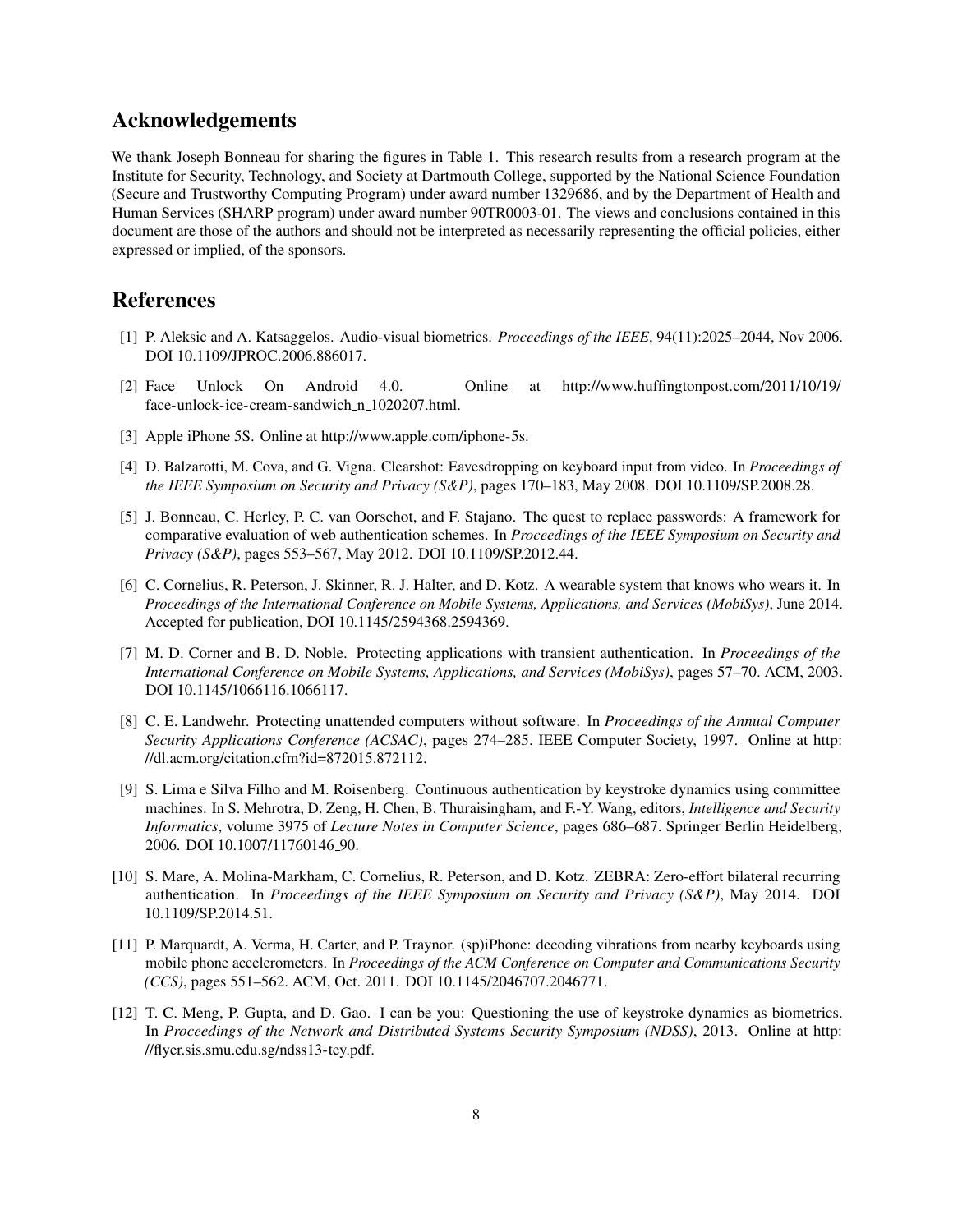## Acknowledgements

We thank Joseph Bonneau for sharing the figures in Table 1. This research results from a research program at the Institute for Security, Technology, and Society at Dartmouth College, supported by the National Science Foundation (Secure and Trustworthy Computing Program) under award number 1329686, and by the Department of Health and Human Services (SHARP program) under award number 90TR0003-01. The views and conclusions contained in this document are those of the authors and should not be interpreted as necessarily representing the official policies, either expressed or implied, of the sponsors.

## References

[1] P. Aleksic and A. Katsaggelos. Audio-visual biometrics. *Proceedings of the IEEE*, 94(11):2025–2044, Nov 2006. DOI 10.1109/JPROC.2006.886017.

[2] Face Unlock On Android 4.0. Online at http://www.huffingtonpost.com/2011/10/19/face-unlock-ice-cream-sandwich_n_1020207.html.

[3] Apple iPhone 5S. Online at http://www.apple.com/iphone-5s.

[4] D. Balzarotti, M. Cova, and G. Vigna. Clearshot: Eavesdropping on keyboard input from video. In *Proceedings of the IEEE Symposium on Security and Privacy (S&P)*, pages 170–183, May 2008. DOI 10.1109/SP.2008.28.

[5] J. Bonneau, C. Herley, P. C. van Oorschot, and F. Stajano. The quest to replace passwords: A framework for comparative evaluation of web authentication schemes. In *Proceedings of the IEEE Symposium on Security and Privacy (S&P)*, pages 553–567, May 2012. DOI 10.1109/SP.2012.44.

[6] C. Cornelius, R. Peterson, J. Skinner, R. J. Halter, and D. Kotz. A wearable system that knows who wears it. In *Proceedings of the International Conference on Mobile Systems, Applications, and Services (MobiSys)*, June 2014. Accepted for publication, DOI 10.1145/2594368.2594369.

[7] M. D. Corner and B. D. Noble. Protecting applications with transient authentication. In *Proceedings of the International Conference on Mobile Systems, Applications, and Services (MobiSys)*, pages 57–70. ACM, 2003. DOI 10.1145/1066116.1066117.

[8] C. E. Landwehr. Protecting unattended computers without software. In *Proceedings of the Annual Computer Security Applications Conference (ACSAC)*, pages 274–285. IEEE Computer Society, 1997. Online at http://dl.acm.org/citation.cfm?id=872015.872112.

[9] S. Lima e Silva Filho and M. Roisenberg. Continuous authentication by keystroke dynamics using committee machines. In S. Mehrotra, D. Zeng, H. Chen, B. Thuraisingham, and F.-Y. Wang, editors, *Intelligence and Security Informatics*, volume 3975 of *Lecture Notes in Computer Science*, pages 686–687. Springer Berlin Heidelberg, 2006. DOI 10.1007/11760146_90.

[10] S. Mare, A. Molina-Markham, C. Cornelius, R. Peterson, and D. Kotz. ZEBRA: Zero-effort bilateral recurring authentication. In *Proceedings of the IEEE Symposium on Security and Privacy (S&P)*, May 2014. DOI 10.1109/SP.2014.51.

[11] P. Marquardt, A. Verma, H. Carter, and P. Traynor. (sp)iPhone: decoding vibrations from nearby keyboards using mobile phone accelerometers. In *Proceedings of the ACM Conference on Computer and Communications Security (CCS)*, pages 551–562. ACM, Oct. 2011. DOI 10.1145/2046707.2046771.

[12] T. C. Meng, P. Gupta, and D. Gao. I can be you: Questioning the use of keystroke dynamics as biometrics. In *Proceedings of the Network and Distributed Systems Security Symposium (NDSS)*, 2013. Online at http://flyer.sis.smu.edu.sg/ndss13-tey.pdf.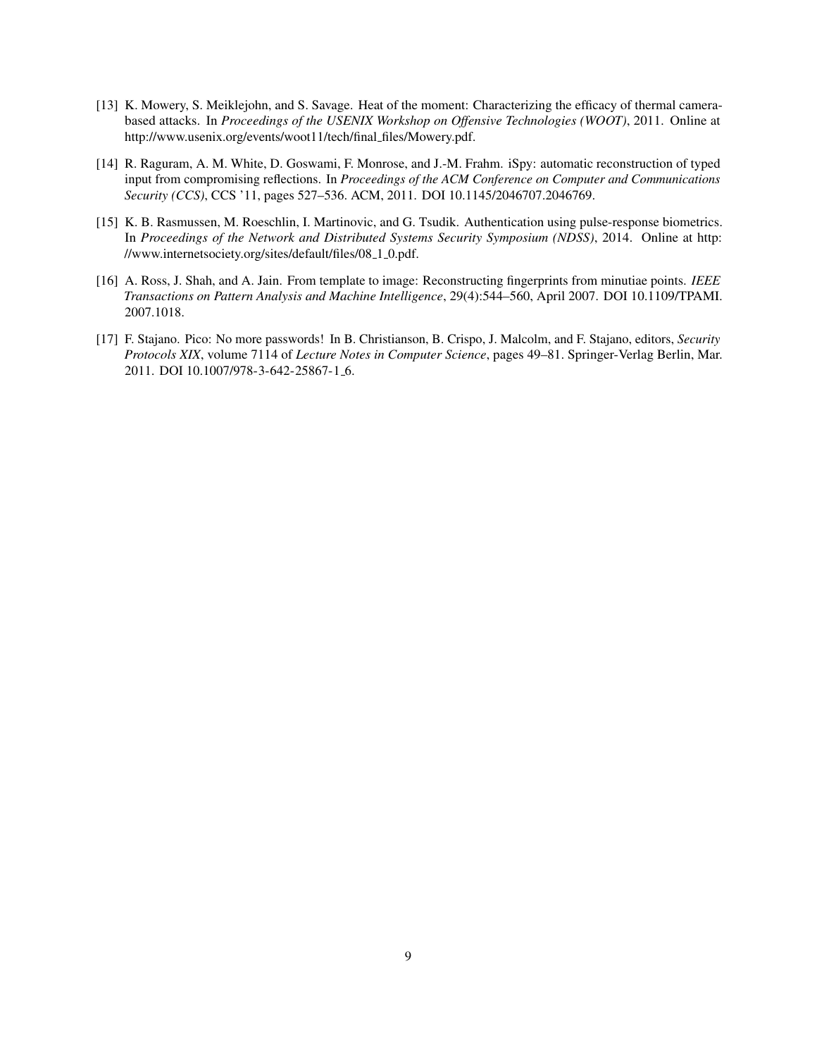[13] K. Mowery, S. Meiklejohn, and S. Savage. Heat of the moment: Characterizing the efficacy of thermal camera-based attacks. In *Proceedings of the USENIX Workshop on Offensive Technologies (WOOT)*, 2011. Online at http://www.usenix.org/events/woot11/tech/final_files/Mowery.pdf.

[14] R. Raguram, A. M. White, D. Goswami, F. Monrose, and J.-M. Frahm. iSpy: automatic reconstruction of typed input from compromising reflections. In *Proceedings of the ACM Conference on Computer and Communications Security (CCS)*, CCS '11, pages 527–536. ACM, 2011. DOI 10.1145/2046707.2046769.

[15] K. B. Rasmussen, M. Roeschlin, I. Martinovic, and G. Tsudik. Authentication using pulse-response biometrics. In *Proceedings of the Network and Distributed Systems Security Symposium (NDSS)*, 2014. Online at http://www.internetsociety.org/sites/default/files/08_1_0.pdf.

[16] A. Ross, J. Shah, and A. Jain. From template to image: Reconstructing fingerprints from minutiae points. *IEEE Transactions on Pattern Analysis and Machine Intelligence*, 29(4):544–560, April 2007. DOI 10.1109/TPAMI.2007.1018.

[17] F. Stajano. Pico: No more passwords! In B. Christianson, B. Crispo, J. Malcolm, and F. Stajano, editors, *Security Protocols XIX*, volume 7114 of *Lecture Notes in Computer Science*, pages 49–81. Springer-Verlag Berlin, Mar. 2011. DOI 10.1007/978-3-642-25867-1_6.